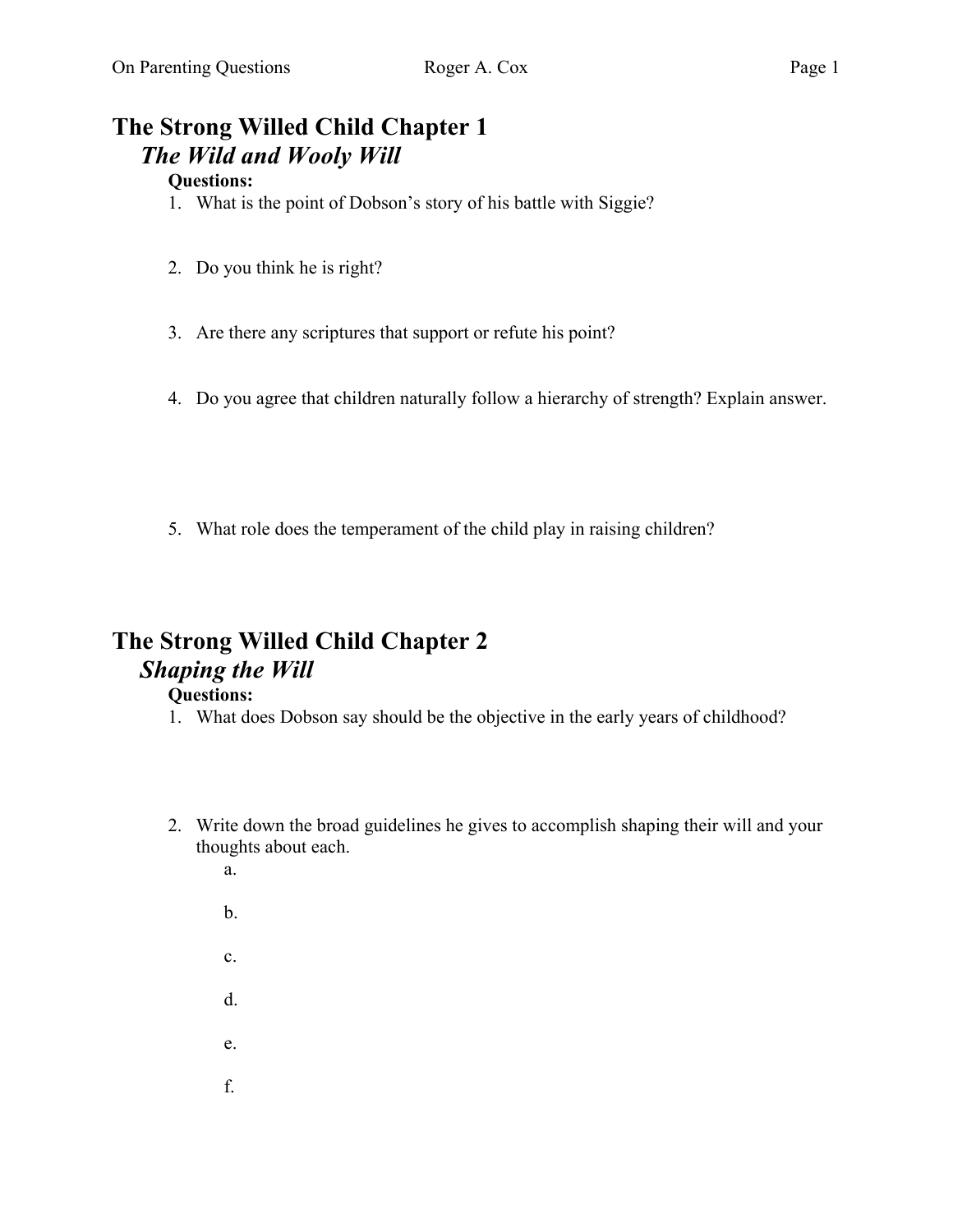# The Strong Willed Child Chapter 1

## *The Wild and Wooly Will*

**Questions:**

1. What is the point of Dobson's story of his battle with Siggie?
2. Do you think he is right?
3. Are there any scriptures that support or refute his point?
4. Do you agree that children naturally follow a hierarchy of strength? Explain answer.
5. What role does the temperament of the child play in raising children?

# The Strong Willed Child Chapter 2

## *Shaping the Will*

**Questions:**

1. What does Dobson say should be the objective in the early years of childhood?
2. Write down the broad guidelines he gives to accomplish shaping their will and your thoughts about each.
   a.
   b.
   c.
   d.
   e.
   f.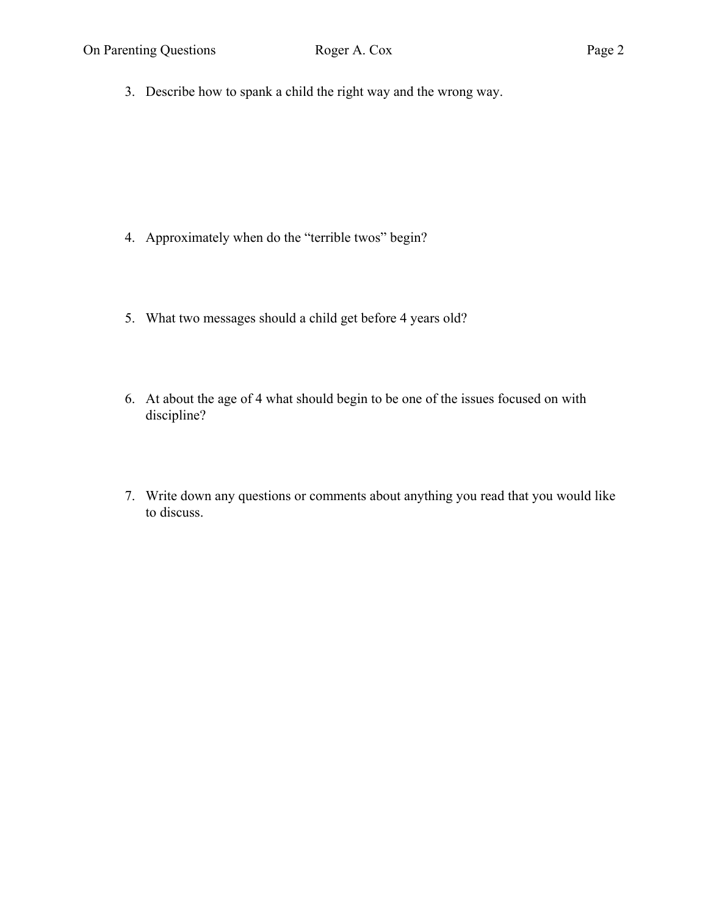3. Describe how to spank a child the right way and the wrong way.

4. Approximately when do the "terrible twos" begin?

5. What two messages should a child get before 4 years old?

6. At about the age of 4 what should begin to be one of the issues focused on with discipline?

7. Write down any questions or comments about anything you read that you would like to discuss.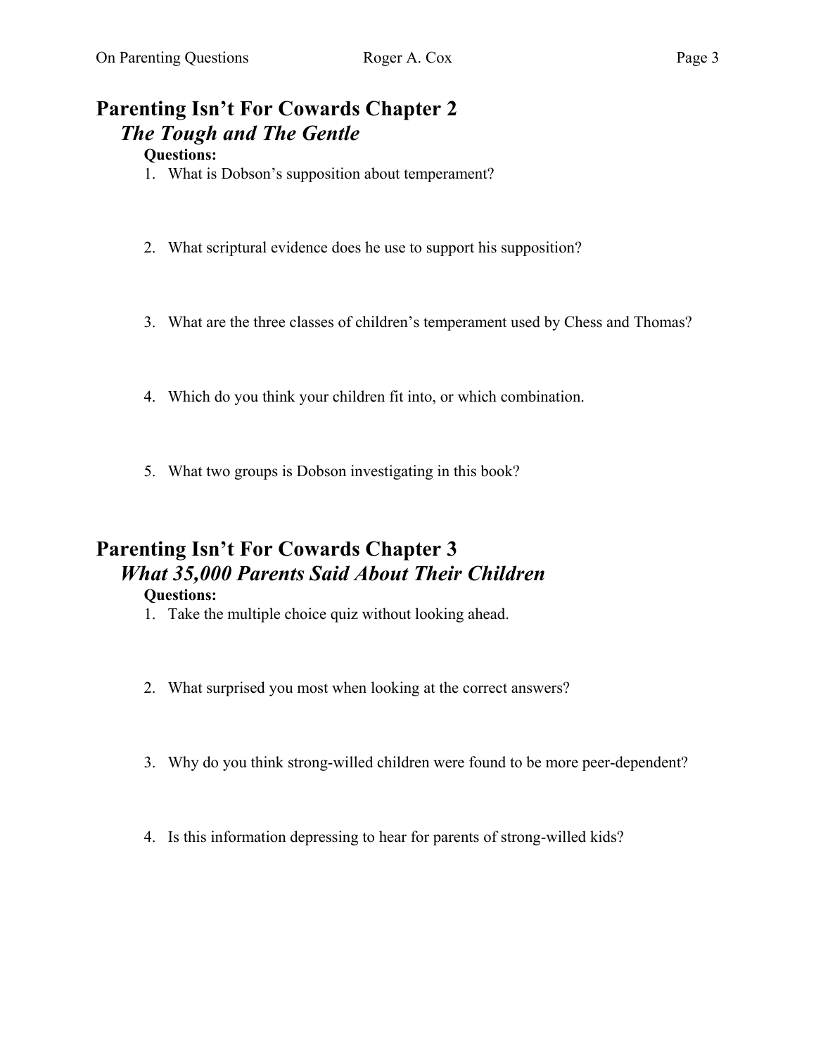## Parenting Isn't For Cowards Chapter 2

### *The Tough and The Gentle*

**Questions:**

1. What is Dobson's supposition about temperament?
2. What scriptural evidence does he use to support his supposition?
3. What are the three classes of children's temperament used by Chess and Thomas?
4. Which do you think your children fit into, or which combination.
5. What two groups is Dobson investigating in this book?

## Parenting Isn't For Cowards Chapter 3

### *What 35,000 Parents Said About Their Children*

**Questions:**

1. Take the multiple choice quiz without looking ahead.
2. What surprised you most when looking at the correct answers?
3. Why do you think strong-willed children were found to be more peer-dependent?
4. Is this information depressing to hear for parents of strong-willed kids?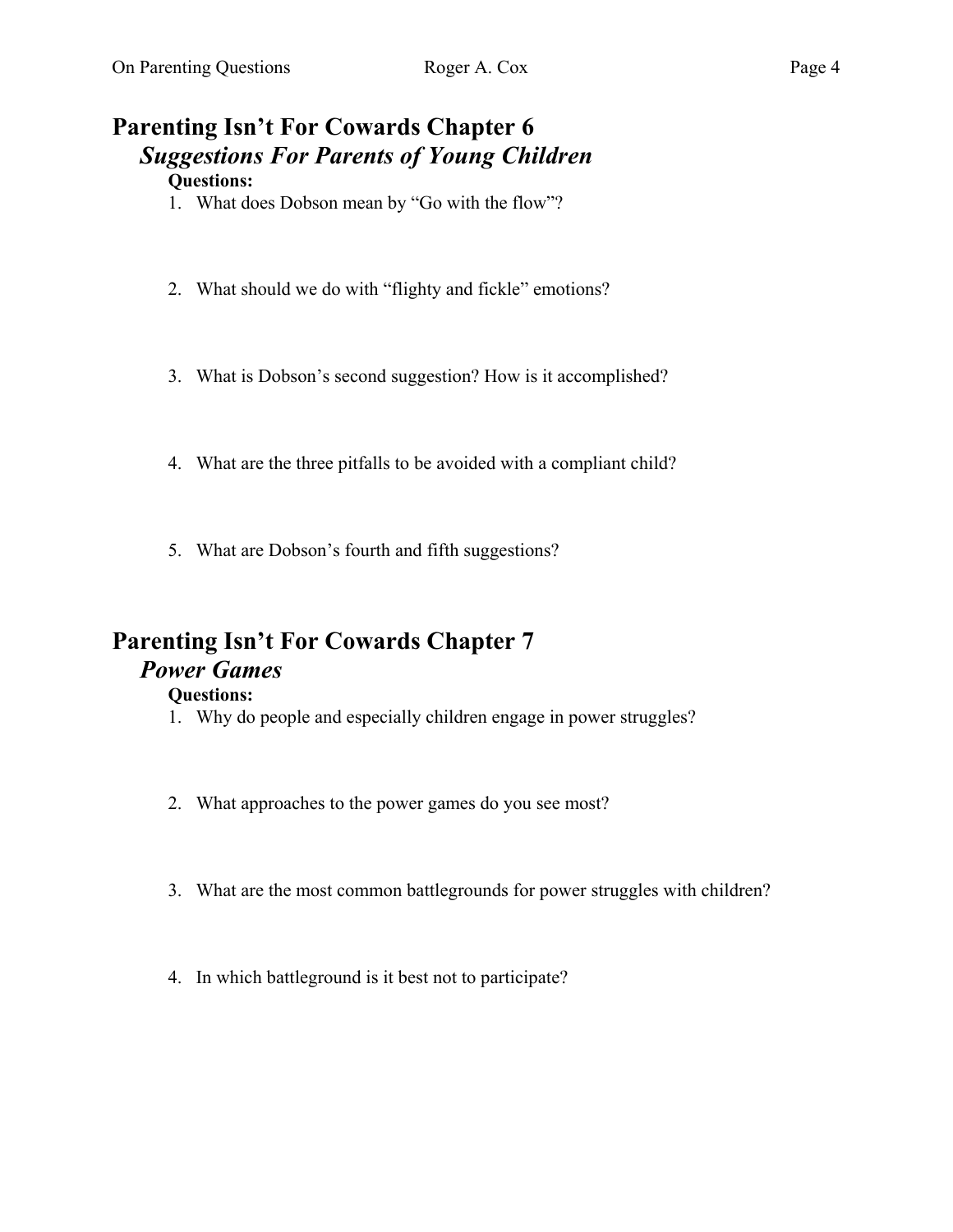## Parenting Isn't For Cowards Chapter 6

### *Suggestions For Parents of Young Children*

**Questions:**

1. What does Dobson mean by "Go with the flow"?
2. What should we do with "flighty and fickle" emotions?
3. What is Dobson's second suggestion? How is it accomplished?
4. What are the three pitfalls to be avoided with a compliant child?
5. What are Dobson's fourth and fifth suggestions?

## Parenting Isn't For Cowards Chapter 7

### *Power Games*

**Questions:**

1. Why do people and especially children engage in power struggles?
2. What approaches to the power games do you see most?
3. What are the most common battlegrounds for power struggles with children?
4. In which battleground is it best not to participate?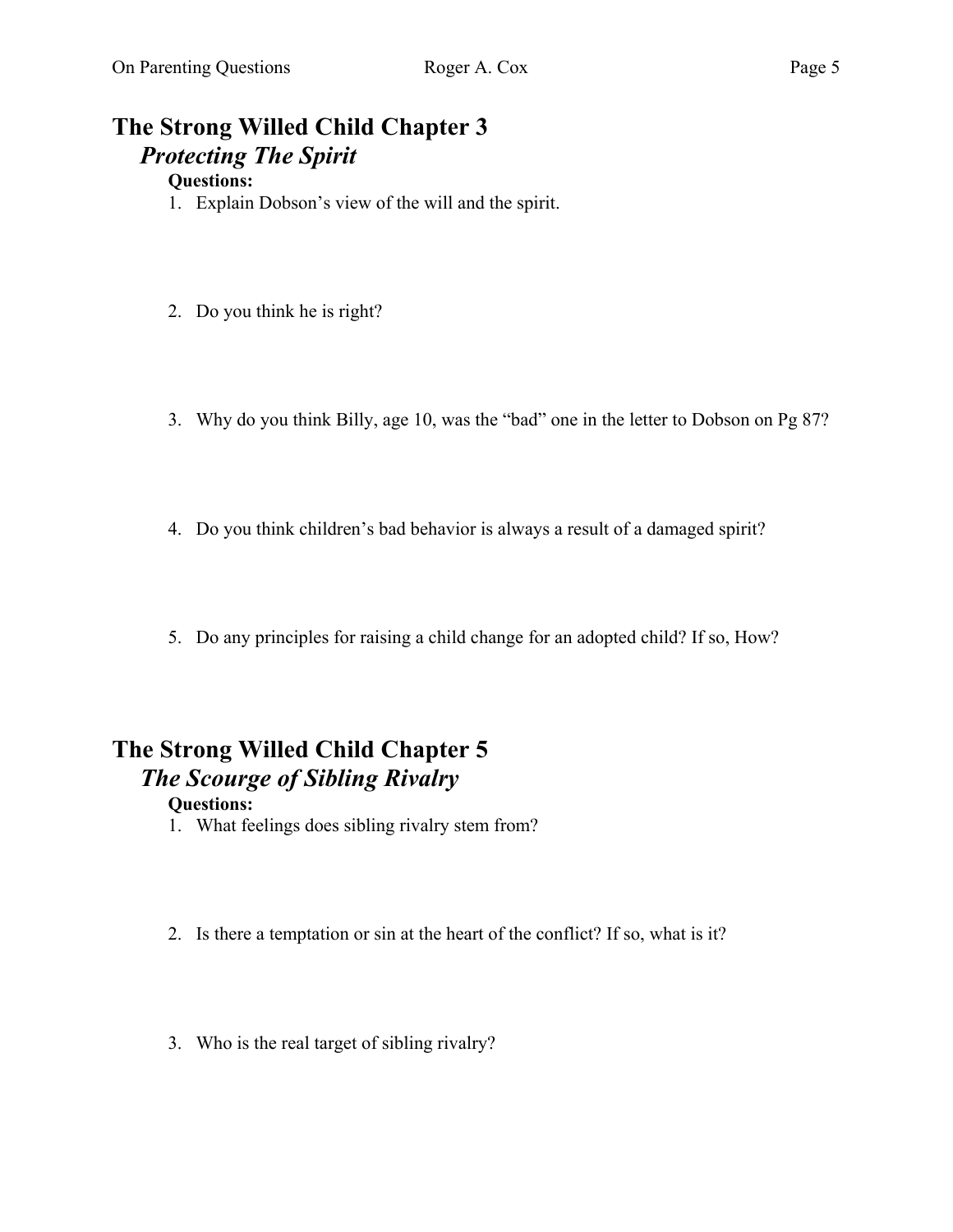## The Strong Willed Child Chapter 3

### *Protecting The Spirit*

**Questions:**

1. Explain Dobson's view of the will and the spirit.
2. Do you think he is right?
3. Why do you think Billy, age 10, was the "bad" one in the letter to Dobson on Pg 87?
4. Do you think children's bad behavior is always a result of a damaged spirit?
5. Do any principles for raising a child change for an adopted child? If so, How?

## The Strong Willed Child Chapter 5

### *The Scourge of Sibling Rivalry*

**Questions:**

1. What feelings does sibling rivalry stem from?
2. Is there a temptation or sin at the heart of the conflict? If so, what is it?
3. Who is the real target of sibling rivalry?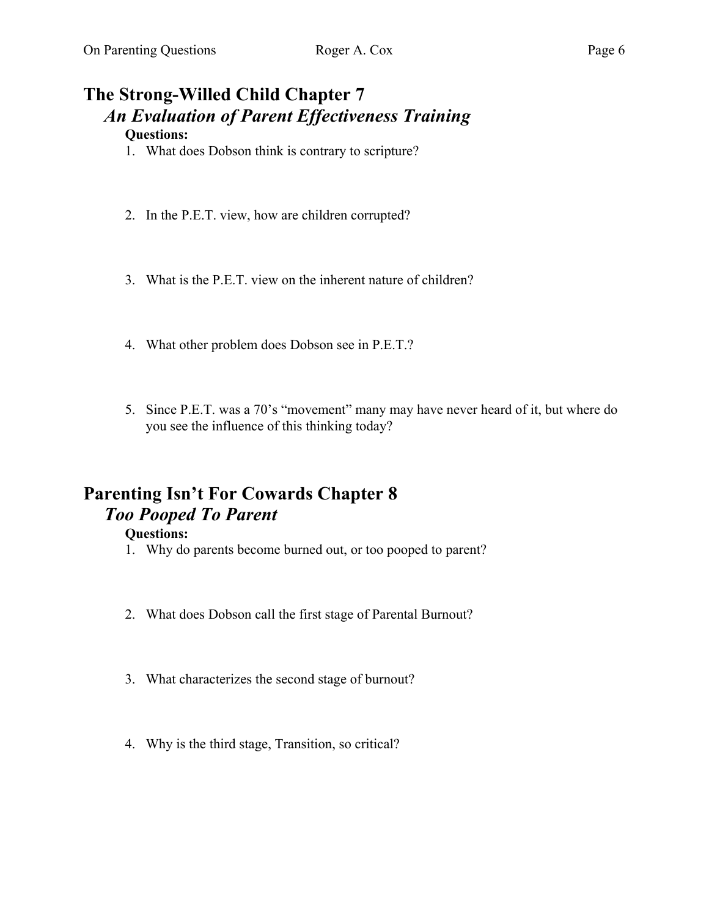## The Strong-Willed Child Chapter 7

### *An Evaluation of Parent Effectiveness Training*

**Questions:**

1. What does Dobson think is contrary to scripture?

2. In the P.E.T. view, how are children corrupted?

3. What is the P.E.T. view on the inherent nature of children?

4. What other problem does Dobson see in P.E.T.?

5. Since P.E.T. was a 70's "movement" many may have never heard of it, but where do you see the influence of this thinking today?

## Parenting Isn't For Cowards Chapter 8

### *Too Pooped To Parent*

**Questions:**

1. Why do parents become burned out, or too pooped to parent?

2. What does Dobson call the first stage of Parental Burnout?

3. What characterizes the second stage of burnout?

4. Why is the third stage, Transition, so critical?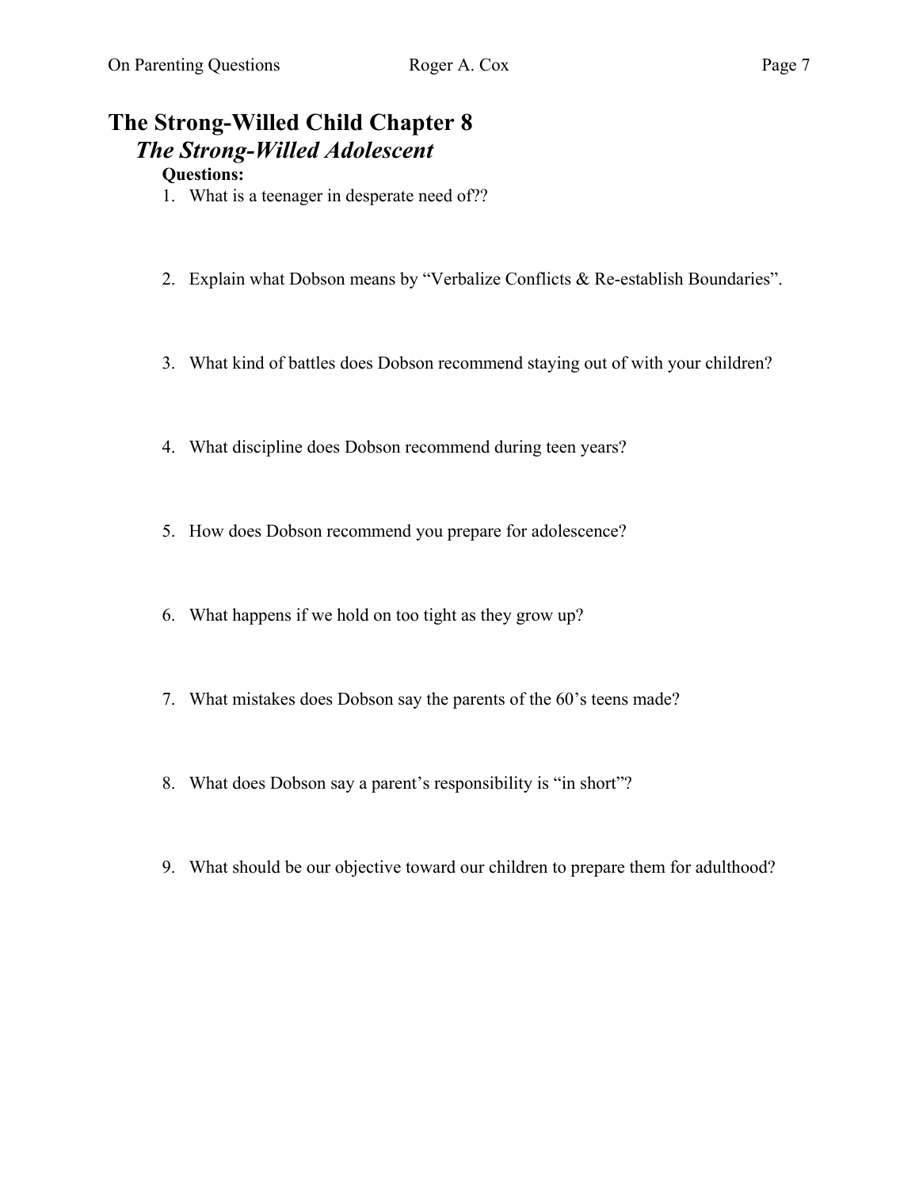# The Strong-Willed Child Chapter 8

## *The Strong-Willed Adolescent*

**Questions:**

1. What is a teenager in desperate need of??
2. Explain what Dobson means by "Verbalize Conflicts & Re-establish Boundaries".
3. What kind of battles does Dobson recommend staying out of with your children?
4. What discipline does Dobson recommend during teen years?
5. How does Dobson recommend you prepare for adolescence?
6. What happens if we hold on too tight as they grow up?
7. What mistakes does Dobson say the parents of the 60's teens made?
8. What does Dobson say a parent's responsibility is "in short"?
9. What should be our objective toward our children to prepare them for adulthood?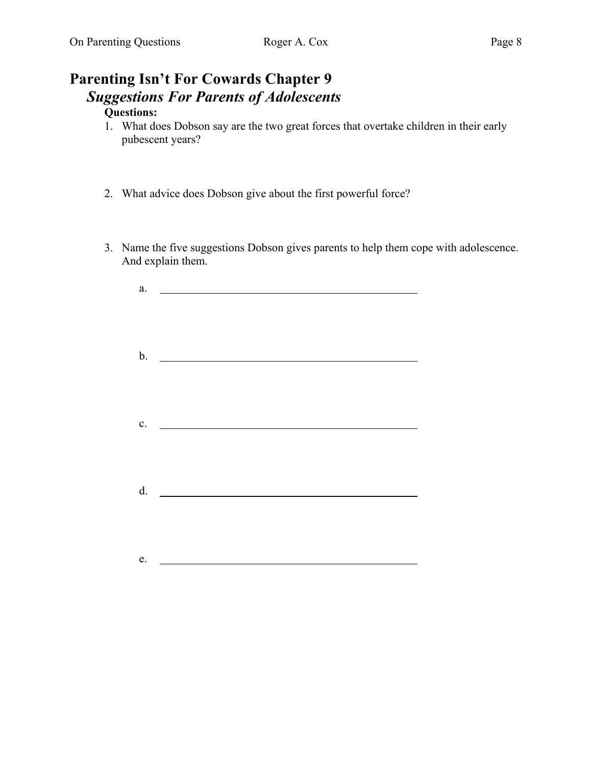# Parenting Isn't For Cowards Chapter 9

## *Suggestions For Parents of Adolescents*

**Questions:**

1. What does Dobson say are the two great forces that overtake children in their early pubescent years?

2. What advice does Dobson give about the first powerful force?

3. Name the five suggestions Dobson gives parents to help them cope with adolescence. And explain them.

    a. ______________________________________________

    b. ______________________________________________

    c. ______________________________________________

    d. ______________________________________________

    e. ______________________________________________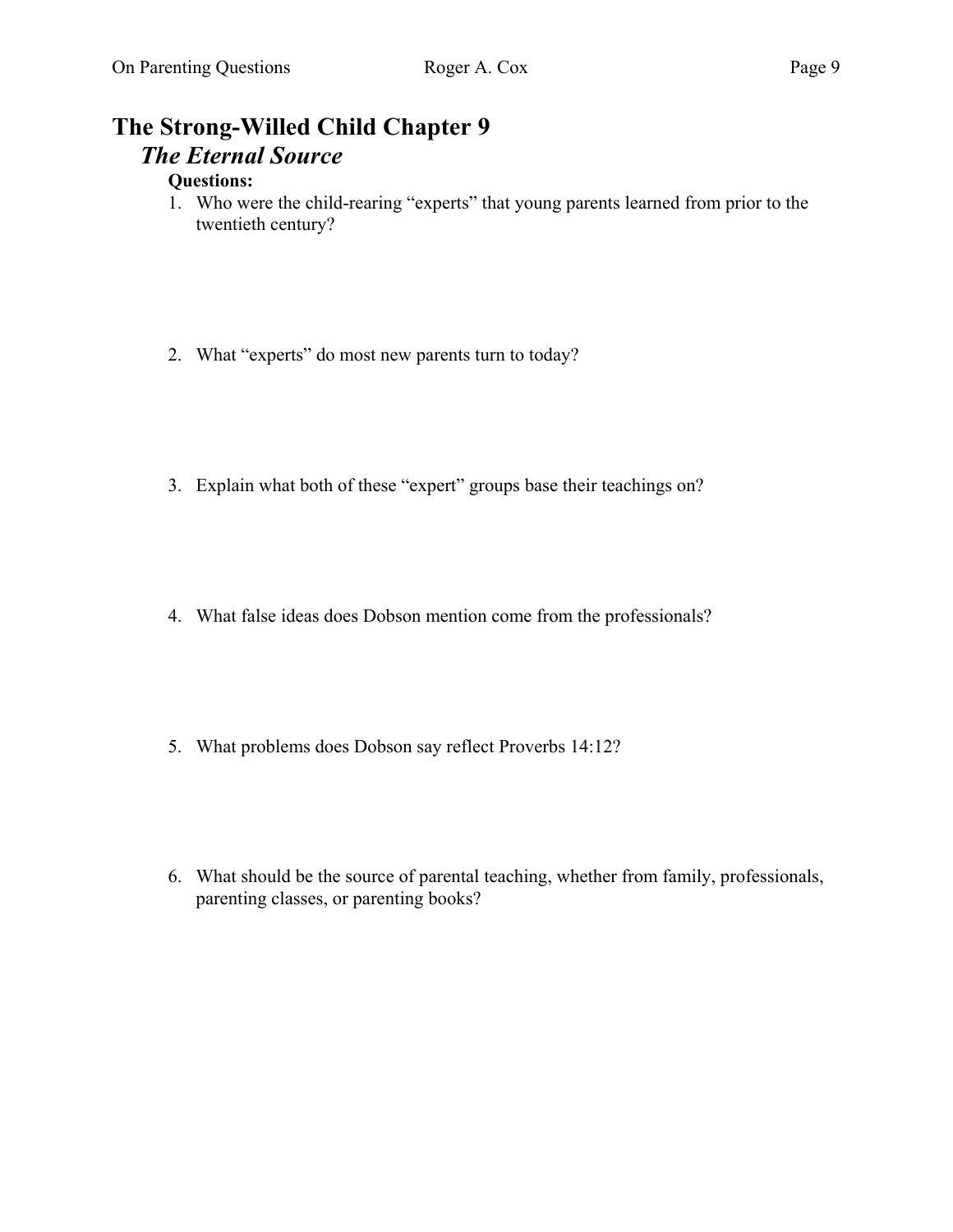# The Strong-Willed Child Chapter 9

## *The Eternal Source*

**Questions:**

1. Who were the child-rearing “experts” that young parents learned from prior to the twentieth century?

2. What “experts” do most new parents turn to today?

3. Explain what both of these “expert” groups base their teachings on?

4. What false ideas does Dobson mention come from the professionals?

5. What problems does Dobson say reflect Proverbs 14:12?

6. What should be the source of parental teaching, whether from family, professionals, parenting classes, or parenting books?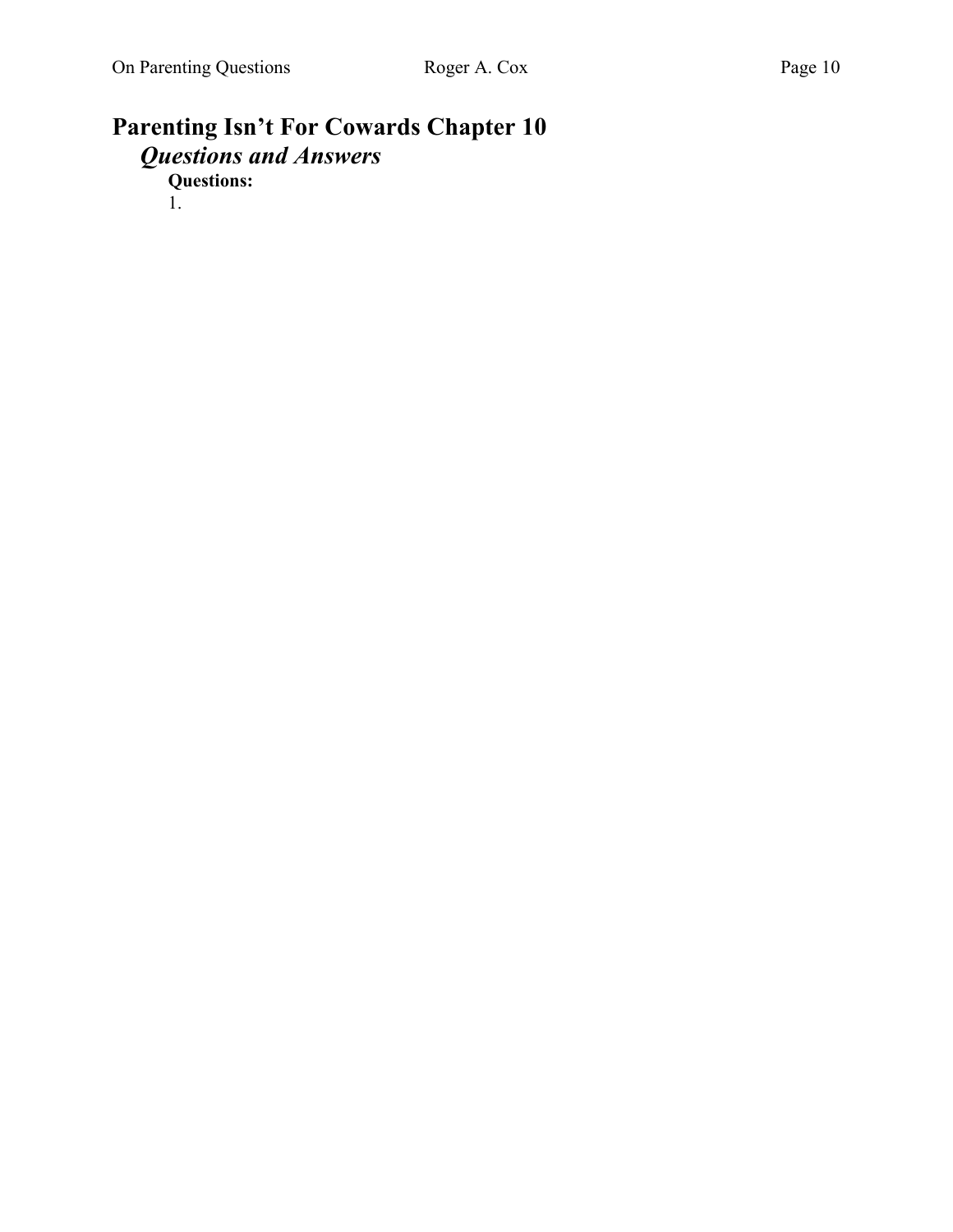# Parenting Isn't For Cowards Chapter 10

## *Questions and Answers*

### Questions:

1.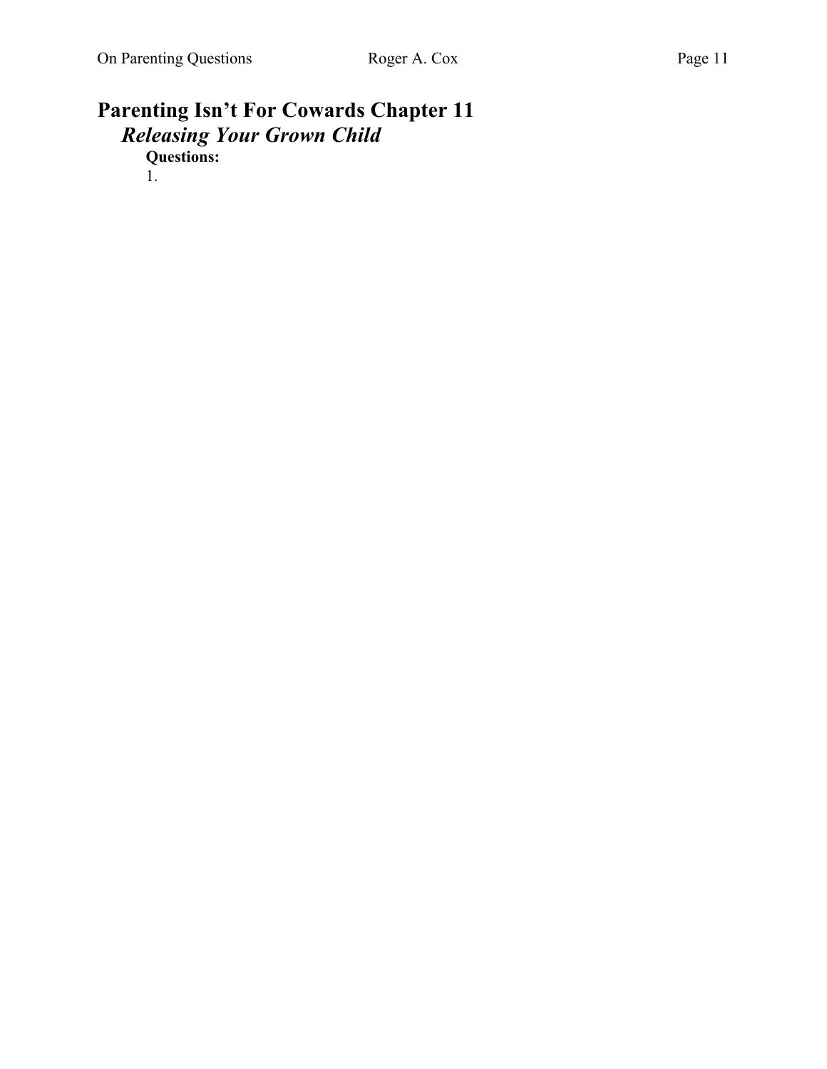# Parenting Isn't For Cowards Chapter 11

## *Releasing Your Grown Child*

**Questions:**

1.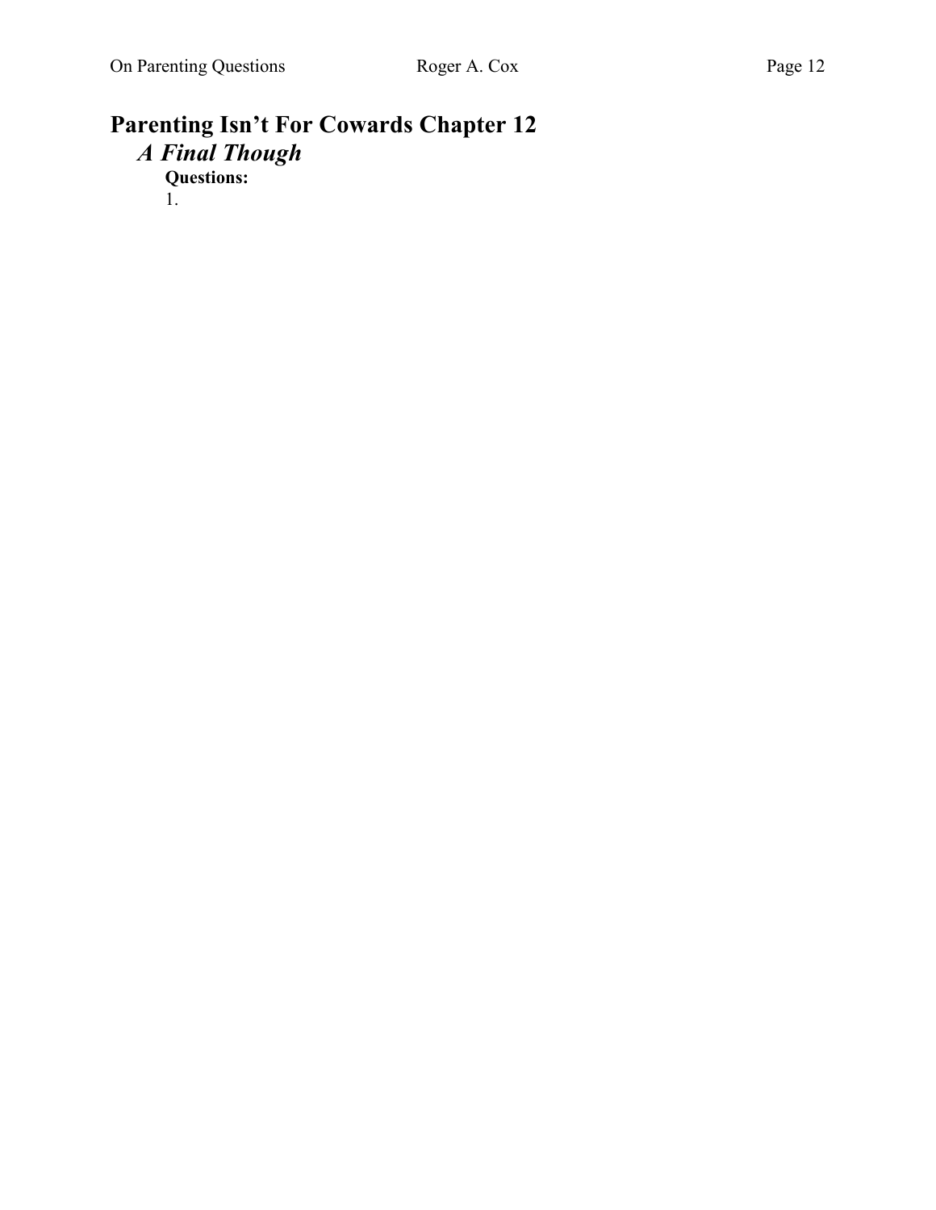# Parenting Isn't For Cowards Chapter 12

## *A Final Though*

**Questions:**

1.